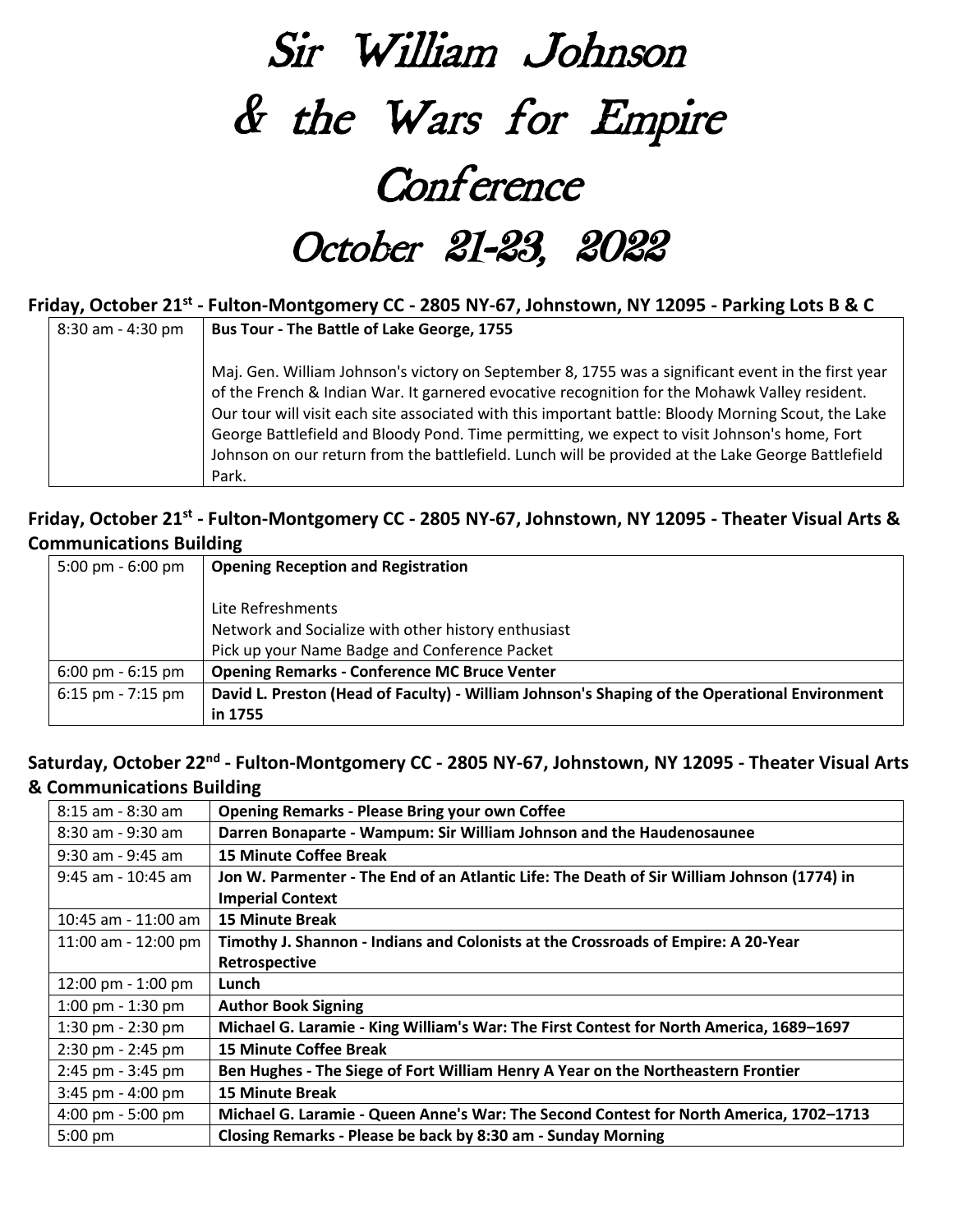# Sir William Johnson & the Wars for Empire Conference

# October 21-23, 2022

**Friday, October 21st - Fulton-Montgomery CC - 2805 NY-67, Johnstown, NY 12095 - Parking Lots B & C**

| | |
|---|---|
| 8:30 am - 4:30 pm | **Bus Tour - The Battle of Lake George, 1755**<br><br>Maj. Gen. William Johnson's victory on September 8, 1755 was a significant event in the first year of the French & Indian War. It garnered evocative recognition for the Mohawk Valley resident. Our tour will visit each site associated with this important battle: Bloody Morning Scout, the Lake George Battlefield and Bloody Pond. Time permitting, we expect to visit Johnson's home, Fort Johnson on our return from the battlefield. Lunch will be provided at the Lake George Battlefield Park. |

**Friday, October 21st - Fulton-Montgomery CC - 2805 NY-67, Johnstown, NY 12095 - Theater Visual Arts & Communications Building**

| | |
|---|---|
| 5:00 pm - 6:00 pm | **Opening Reception and Registration**<br><br>Lite Refreshments<br>Network and Socialize with other history enthusiast<br>Pick up your Name Badge and Conference Packet |
| 6:00 pm - 6:15 pm | **Opening Remarks - Conference MC Bruce Venter** |
| 6:15 pm - 7:15 pm | **David L. Preston (Head of Faculty) - William Johnson's Shaping of the Operational Environment in 1755** |

**Saturday, October 22nd - Fulton-Montgomery CC - 2805 NY-67, Johnstown, NY 12095 - Theater Visual Arts & Communications Building**

| | |
|---|---|
| 8:15 am - 8:30 am | **Opening Remarks - Please Bring your own Coffee** |
| 8:30 am - 9:30 am | **Darren Bonaparte - Wampum: Sir William Johnson and the Haudenosaunee** |
| 9:30 am - 9:45 am | **15 Minute Coffee Break** |
| 9:45 am - 10:45 am | **Jon W. Parmenter - The End of an Atlantic Life: The Death of Sir William Johnson (1774) in Imperial Context** |
| 10:45 am - 11:00 am | **15 Minute Break** |
| 11:00 am - 12:00 pm | **Timothy J. Shannon - Indians and Colonists at the Crossroads of Empire: A 20-Year Retrospective** |
| 12:00 pm - 1:00 pm | **Lunch** |
| 1:00 pm - 1:30 pm | **Author Book Signing** |
| 1:30 pm - 2:30 pm | **Michael G. Laramie - King William's War: The First Contest for North America, 1689–1697** |
| 2:30 pm - 2:45 pm | **15 Minute Coffee Break** |
| 2:45 pm - 3:45 pm | **Ben Hughes - The Siege of Fort William Henry A Year on the Northeastern Frontier** |
| 3:45 pm - 4:00 pm | **15 Minute Break** |
| 4:00 pm - 5:00 pm | **Michael G. Laramie - Queen Anne's War: The Second Contest for North America, 1702–1713** |
| 5:00 pm | **Closing Remarks - Please be back by 8:30 am - Sunday Morning** |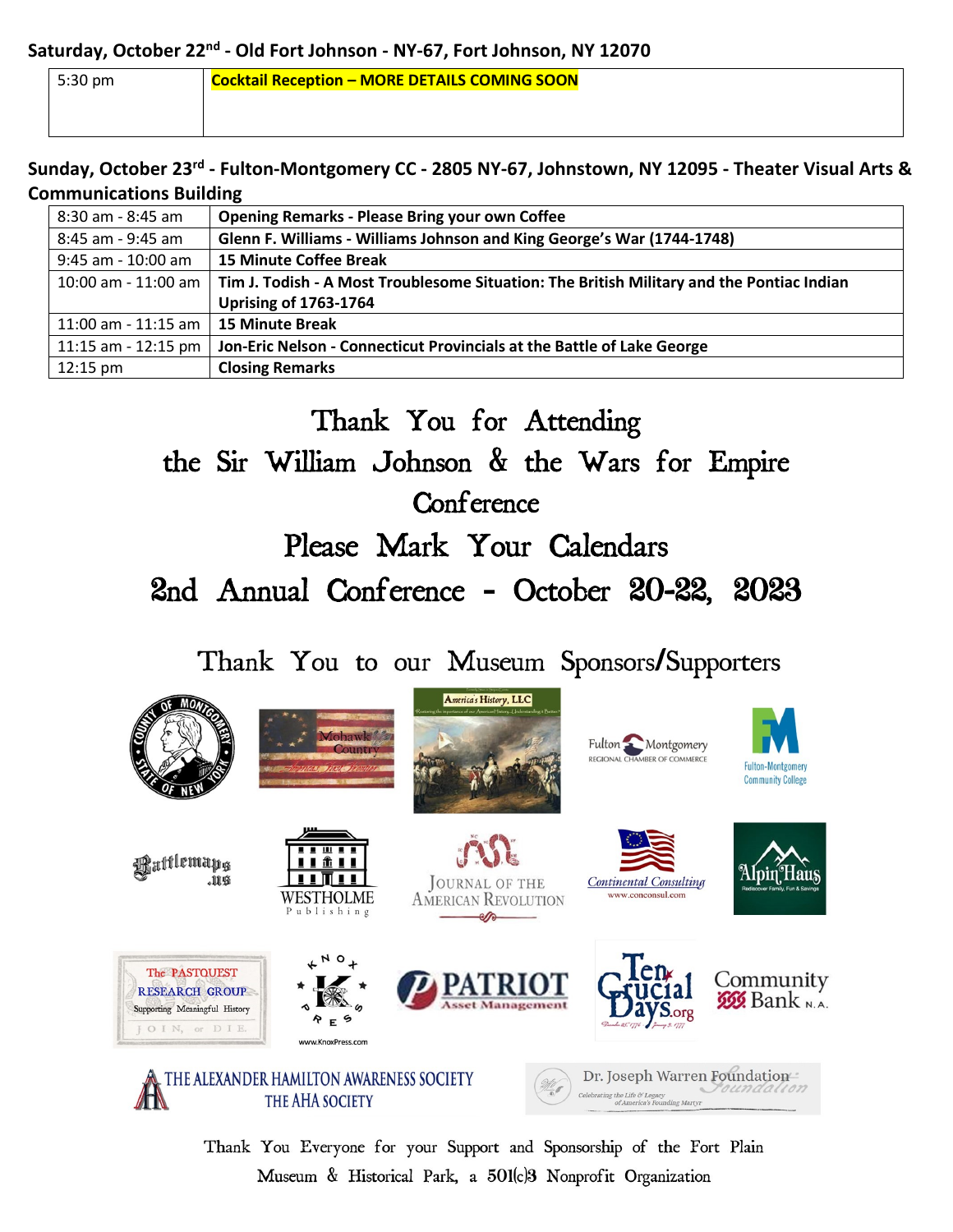**Saturday, October 22nd - Old Fort Johnson - NY-67, Fort Johnson, NY 12070**

| | |
|---|---|
| 5:30 pm | **Cocktail Reception – MORE DETAILS COMING SOON** |

**Sunday, October 23rd - Fulton-Montgomery CC - 2805 NY-67, Johnstown, NY 12095 - Theater Visual Arts & Communications Building**

| | |
|---|---|
| 8:30 am - 8:45 am | **Opening Remarks - Please Bring your own Coffee** |
| 8:45 am - 9:45 am | **Glenn F. Williams - Williams Johnson and King George's War (1744-1748)** |
| 9:45 am - 10:00 am | **15 Minute Coffee Break** |
| 10:00 am - 11:00 am | **Tim J. Todish - A Most Troublesome Situation: The British Military and the Pontiac Indian Uprising of 1763-1764** |
| 11:00 am - 11:15 am | **15 Minute Break** |
| 11:15 am - 12:15 pm | **Jon-Eric Nelson - Connecticut Provincials at the Battle of Lake George** |
| 12:15 pm | **Closing Remarks** |

# Thank You for Attending the Sir William Johnson & the Wars for Empire Conference

# Please Mark Your Calendars

# 2nd Annual Conference - October 20-22, 2023

## Thank You to our Museum Sponsors/Supporters

County of Montgomery State of New York

Mohawk Country

America's History, LLC

Fulton Montgomery Regional Chamber of Commerce

Fulton-Montgomery Community College

Battlemaps.us

Westholme Publishing

Journal of the American Revolution

Continental Consulting www.conconsul.com

Alpin Haus

The Pastquest Research Group – Supporting Meaningful History – Join, or Die

Knox Press www.KnoxPress.com

Patriot Asset Management

Ten Crucial Days.org

Community Bank N.A.

The Alexander Hamilton Awareness Society – The AHA Society

Dr. Joseph Warren Foundation

Thank You Everyone for your Support and Sponsorship of the Fort Plain Museum & Historical Park, a 501(c)3 Nonprofit Organization